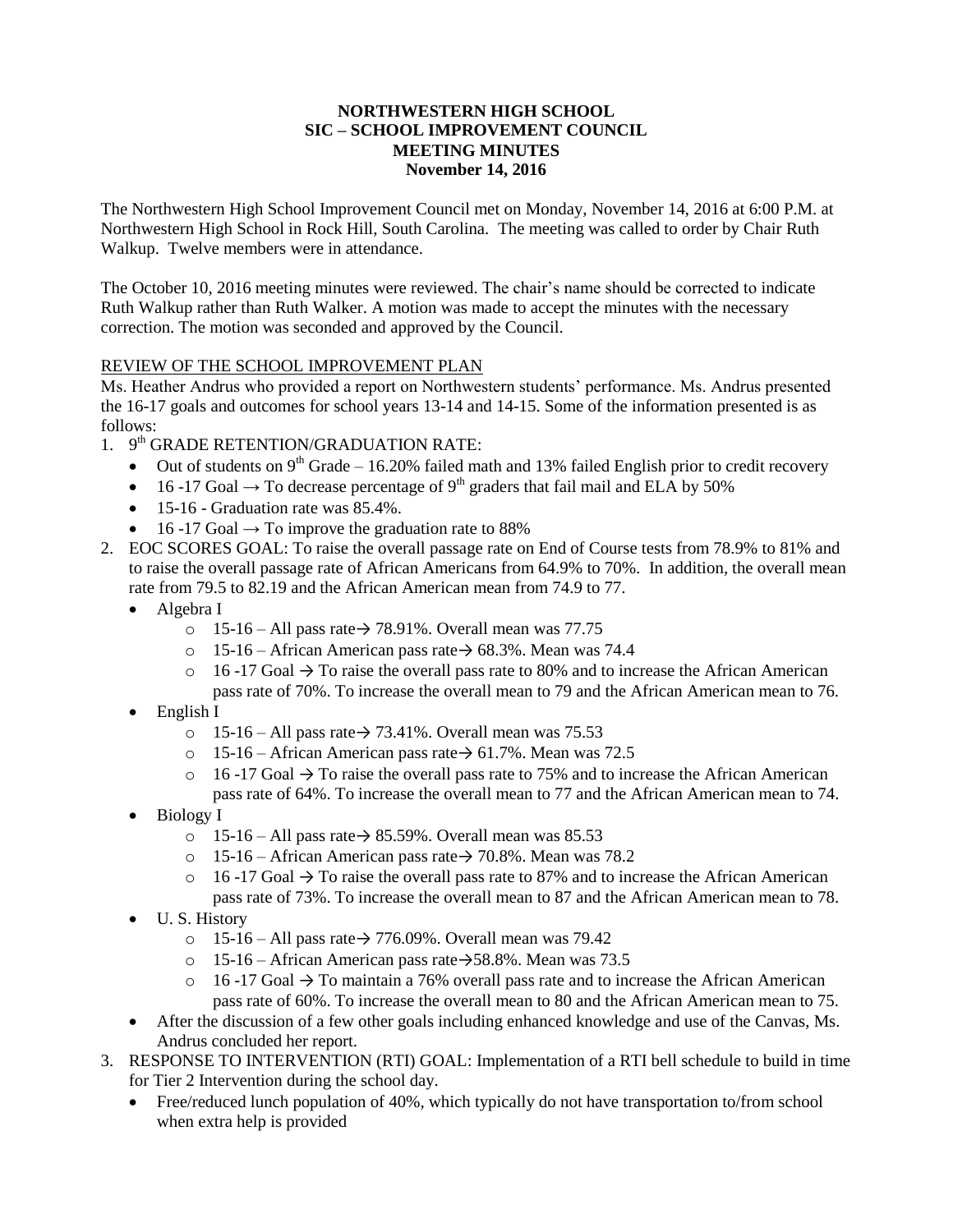**NORTHWESTERN HIGH SCHOOL**
**SIC – SCHOOL IMPROVEMENT COUNCIL**
**MEETING MINUTES**
**November 14, 2016**

The Northwestern High School Improvement Council met on Monday, November 14, 2016 at 6:00 P.M. at Northwestern High School in Rock Hill, South Carolina. The meeting was called to order by Chair Ruth Walkup. Twelve members were in attendance.

The October 10, 2016 meeting minutes were reviewed. The chair's name should be corrected to indicate Ruth Walkup rather than Ruth Walker. A motion was made to accept the minutes with the necessary correction. The motion was seconded and approved by the Council.

<u>REVIEW OF THE SCHOOL IMPROVEMENT PLAN</u>

Ms. Heather Andrus who provided a report on Northwestern students' performance. Ms. Andrus presented the 16-17 goals and outcomes for school years 13-14 and 14-15. Some of the information presented is as follows:

1. 9th GRADE RETENTION/GRADUATION RATE:
   - Out of students on 9th Grade – 16.20% failed math and 13% failed English prior to credit recovery
   - 16 -17 Goal → To decrease percentage of 9th graders that fail mail and ELA by 50%
   - 15-16 - Graduation rate was 85.4%.
   - 16 -17 Goal → To improve the graduation rate to 88%
2. EOC SCORES GOAL: To raise the overall passage rate on End of Course tests from 78.9% to 81% and to raise the overall passage rate of African Americans from 64.9% to 70%. In addition, the overall mean rate from 79.5 to 82.19 and the African American mean from 74.9 to 77.
   - Algebra I
     - 15-16 – All pass rate→ 78.91%. Overall mean was 77.75
     - 15-16 – African American pass rate→ 68.3%. Mean was 74.4
     - 16 -17 Goal → To raise the overall pass rate to 80% and to increase the African American pass rate of 70%. To increase the overall mean to 79 and the African American mean to 76.
   - English I
     - 15-16 – All pass rate→ 73.41%. Overall mean was 75.53
     - 15-16 – African American pass rate→ 61.7%. Mean was 72.5
     - 16 -17 Goal → To raise the overall pass rate to 75% and to increase the African American pass rate of 64%. To increase the overall mean to 77 and the African American mean to 74.
   - Biology I
     - 15-16 – All pass rate→ 85.59%. Overall mean was 85.53
     - 15-16 – African American pass rate→ 70.8%. Mean was 78.2
     - 16 -17 Goal → To raise the overall pass rate to 87% and to increase the African American pass rate of 73%. To increase the overall mean to 87 and the African American mean to 78.
   - U. S. History
     - 15-16 – All pass rate→ 776.09%. Overall mean was 79.42
     - 15-16 – African American pass rate→58.8%. Mean was 73.5
     - 16 -17 Goal → To maintain a 76% overall pass rate and to increase the African American pass rate of 60%. To increase the overall mean to 80 and the African American mean to 75.
   - After the discussion of a few other goals including enhanced knowledge and use of the Canvas, Ms. Andrus concluded her report.
3. RESPONSE TO INTERVENTION (RTI) GOAL: Implementation of a RTI bell schedule to build in time for Tier 2 Intervention during the school day.
   - Free/reduced lunch population of 40%, which typically do not have transportation to/from school when extra help is provided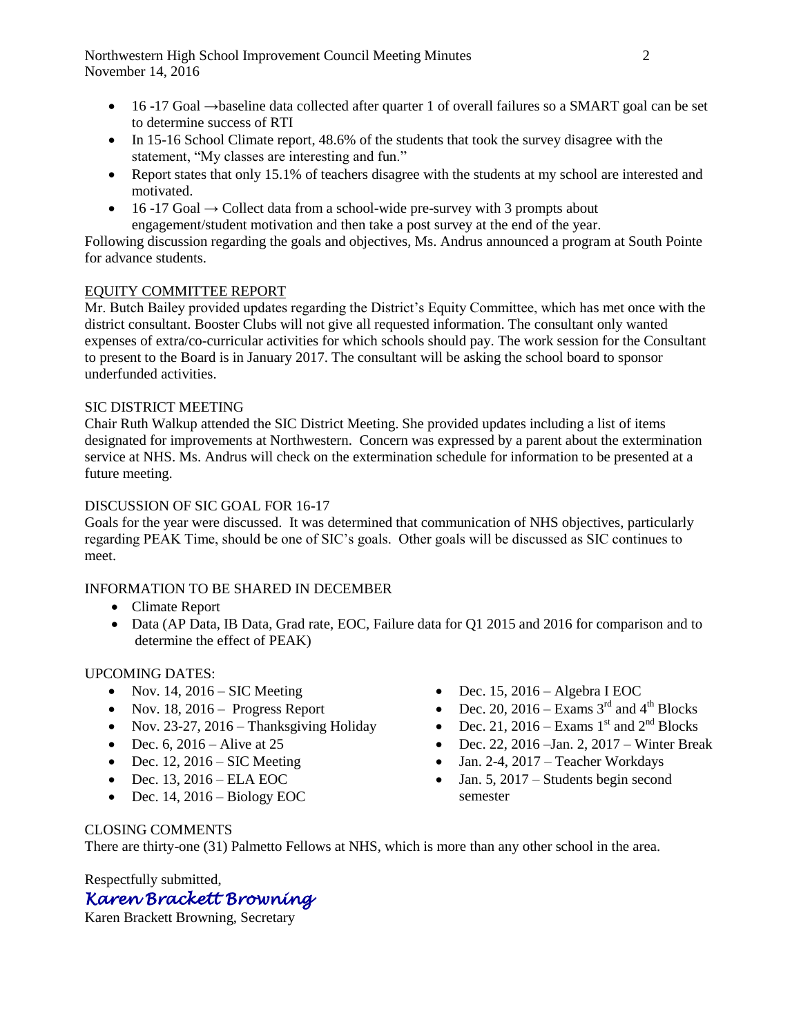- 16 -17 Goal →baseline data collected after quarter 1 of overall failures so a SMART goal can be set to determine success of RTI
- In 15-16 School Climate report, 48.6% of the students that took the survey disagree with the statement, "My classes are interesting and fun."
- Report states that only 15.1% of teachers disagree with the students at my school are interested and motivated.
- 16 -17 Goal → Collect data from a school-wide pre-survey with 3 prompts about engagement/student motivation and then take a post survey at the end of the year.

Following discussion regarding the goals and objectives, Ms. Andrus announced a program at South Pointe for advance students.

## EQUITY COMMITTEE REPORT

Mr. Butch Bailey provided updates regarding the District's Equity Committee, which has met once with the district consultant. Booster Clubs will not give all requested information. The consultant only wanted expenses of extra/co-curricular activities for which schools should pay. The work session for the Consultant to present to the Board is in January 2017. The consultant will be asking the school board to sponsor underfunded activities.

## SIC DISTRICT MEETING

Chair Ruth Walkup attended the SIC District Meeting. She provided updates including a list of items designated for improvements at Northwestern. Concern was expressed by a parent about the extermination service at NHS. Ms. Andrus will check on the extermination schedule for information to be presented at a future meeting.

## DISCUSSION OF SIC GOAL FOR 16-17

Goals for the year were discussed. It was determined that communication of NHS objectives, particularly regarding PEAK Time, should be one of SIC's goals. Other goals will be discussed as SIC continues to meet.

## INFORMATION TO BE SHARED IN DECEMBER

- Climate Report
- Data (AP Data, IB Data, Grad rate, EOC, Failure data for Q1 2015 and 2016 for comparison and to determine the effect of PEAK)

## UPCOMING DATES:

- Nov. 14, 2016 – SIC Meeting
- Nov. 18, 2016 – Progress Report
- Nov. 23-27, 2016 – Thanksgiving Holiday
- Dec. 6, 2016 – Alive at 25
- Dec. 12, 2016 – SIC Meeting
- Dec. 13, 2016 – ELA EOC
- Dec. 14, 2016 – Biology EOC
- Dec. 15, 2016 – Algebra I EOC
- Dec. 20, 2016 – Exams 3rd and 4th Blocks
- Dec. 21, 2016 – Exams 1st and 2nd Blocks
- Dec. 22, 2016 –Jan. 2, 2017 – Winter Break
- Jan. 2-4, 2017 – Teacher Workdays
- Jan. 5, 2017 – Students begin second semester

## CLOSING COMMENTS

There are thirty-one (31) Palmetto Fellows at NHS, which is more than any other school in the area.

Respectfully submitted,

*Karen Brackett Browning*

Karen Brackett Browning, Secretary